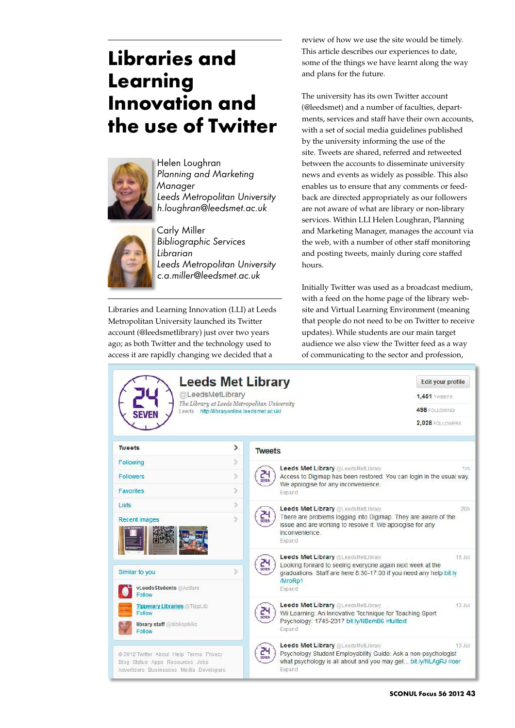# Libraries and Learning Innovation and the use of Twitter

Helen Loughran
*Planning and Marketing Manager*
*Leeds Metropolitan University*
*h.loughran@leedsmet.ac.uk*

Carly Miller
*Bibliographic Services Librarian*
*Leeds Metropolitan University*
*c.a.miller@leedsmet.ac.uk*

Libraries and Learning Innovation (LLI) at Leeds Metropolitan University launched its Twitter account (@leedsmetlibrary) just over two years ago; as both Twitter and the technology used to access it are rapidly changing we decided that a review of how we use the site would be timely. This article describes our experiences to date, some of the things we have learnt along the way and plans for the future.

The university has its own Twitter account (@leedsmet) and a number of faculties, departments, services and staff have their own accounts, with a set of social media guidelines published by the university informing the use of the site. Tweets are shared, referred and retweeted between the accounts to disseminate university news and events as widely as possible. This also enables us to ensure that any comments or feedback are directed appropriately as our followers are not aware of what are library or non-library services. Within LLI Helen Loughran, Planning and Marketing Manager, manages the account via the web, with a number of other staff monitoring and posting tweets, mainly during core staffed hours.

Initially Twitter was used as a broadcast medium, with a feed on the home page of the library website and Virtual Learning Environment (meaning that people do not need to be on Twitter to receive updates). While students are our main target audience we also view the Twitter feed as a way of communicating to the sector and profession,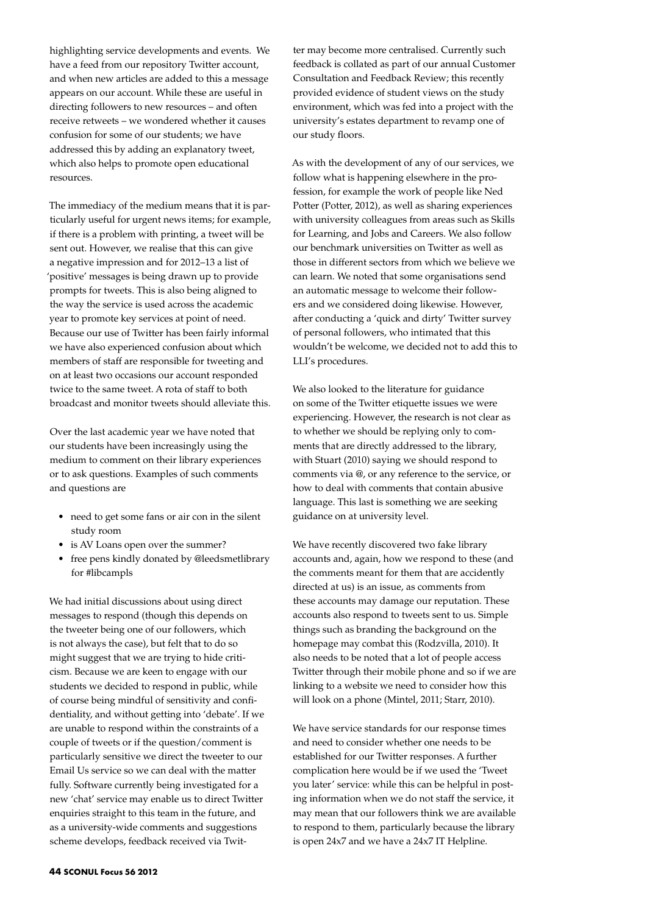highlighting service developments and events. We have a feed from our repository Twitter account, and when new articles are added to this a message appears on our account. While these are useful in directing followers to new resources – and often receive retweets – we wondered whether it causes confusion for some of our students; we have addressed this by adding an explanatory tweet, which also helps to promote open educational resources.

The immediacy of the medium means that it is particularly useful for urgent news items; for example, if there is a problem with printing, a tweet will be sent out. However, we realise that this can give a negative impression and for 2012–13 a list of 'positive' messages is being drawn up to provide prompts for tweets. This is also being aligned to the way the service is used across the academic year to promote key services at point of need. Because our use of Twitter has been fairly informal we have also experienced confusion about which members of staff are responsible for tweeting and on at least two occasions our account responded twice to the same tweet. A rota of staff to both broadcast and monitor tweets should alleviate this.

Over the last academic year we have noted that our students have been increasingly using the medium to comment on their library experiences or to ask questions. Examples of such comments and questions are

- need to get some fans or air con in the silent study room
- is AV Loans open over the summer?
- free pens kindly donated by @leedsmetlibrary for #libcampls

We had initial discussions about using direct messages to respond (though this depends on the tweeter being one of our followers, which is not always the case), but felt that to do so might suggest that we are trying to hide criticism. Because we are keen to engage with our students we decided to respond in public, while of course being mindful of sensitivity and confidentiality, and without getting into 'debate'. If we are unable to respond within the constraints of a couple of tweets or if the question/comment is particularly sensitive we direct the tweeter to our Email Us service so we can deal with the matter fully. Software currently being investigated for a new 'chat' service may enable us to direct Twitter enquiries straight to this team in the future, and as a university-wide comments and suggestions scheme develops, feedback received via Twitter may become more centralised. Currently such feedback is collated as part of our annual Customer Consultation and Feedback Review; this recently provided evidence of student views on the study environment, which was fed into a project with the university's estates department to revamp one of our study floors.

As with the development of any of our services, we follow what is happening elsewhere in the profession, for example the work of people like Ned Potter (Potter, 2012), as well as sharing experiences with university colleagues from areas such as Skills for Learning, and Jobs and Careers. We also follow our benchmark universities on Twitter as well as those in different sectors from which we believe we can learn. We noted that some organisations send an automatic message to welcome their followers and we considered doing likewise. However, after conducting a 'quick and dirty' Twitter survey of personal followers, who intimated that this wouldn't be welcome, we decided not to add this to LLI's procedures.

We also looked to the literature for guidance on some of the Twitter etiquette issues we were experiencing. However, the research is not clear as to whether we should be replying only to comments that are directly addressed to the library, with Stuart (2010) saying we should respond to comments via @, or any reference to the service, or how to deal with comments that contain abusive language. This last is something we are seeking guidance on at university level.

We have recently discovered two fake library accounts and, again, how we respond to these (and the comments meant for them that are accidently directed at us) is an issue, as comments from these accounts may damage our reputation. These accounts also respond to tweets sent to us. Simple things such as branding the background on the homepage may combat this (Rodzvilla, 2010). It also needs to be noted that a lot of people access Twitter through their mobile phone and so if we are linking to a website we need to consider how this will look on a phone (Mintel, 2011; Starr, 2010).

We have service standards for our response times and need to consider whether one needs to be established for our Twitter responses. A further complication here would be if we used the 'Tweet you later' service: while this can be helpful in posting information when we do not staff the service, it may mean that our followers think we are available to respond to them, particularly because the library is open 24x7 and we have a 24x7 IT Helpline.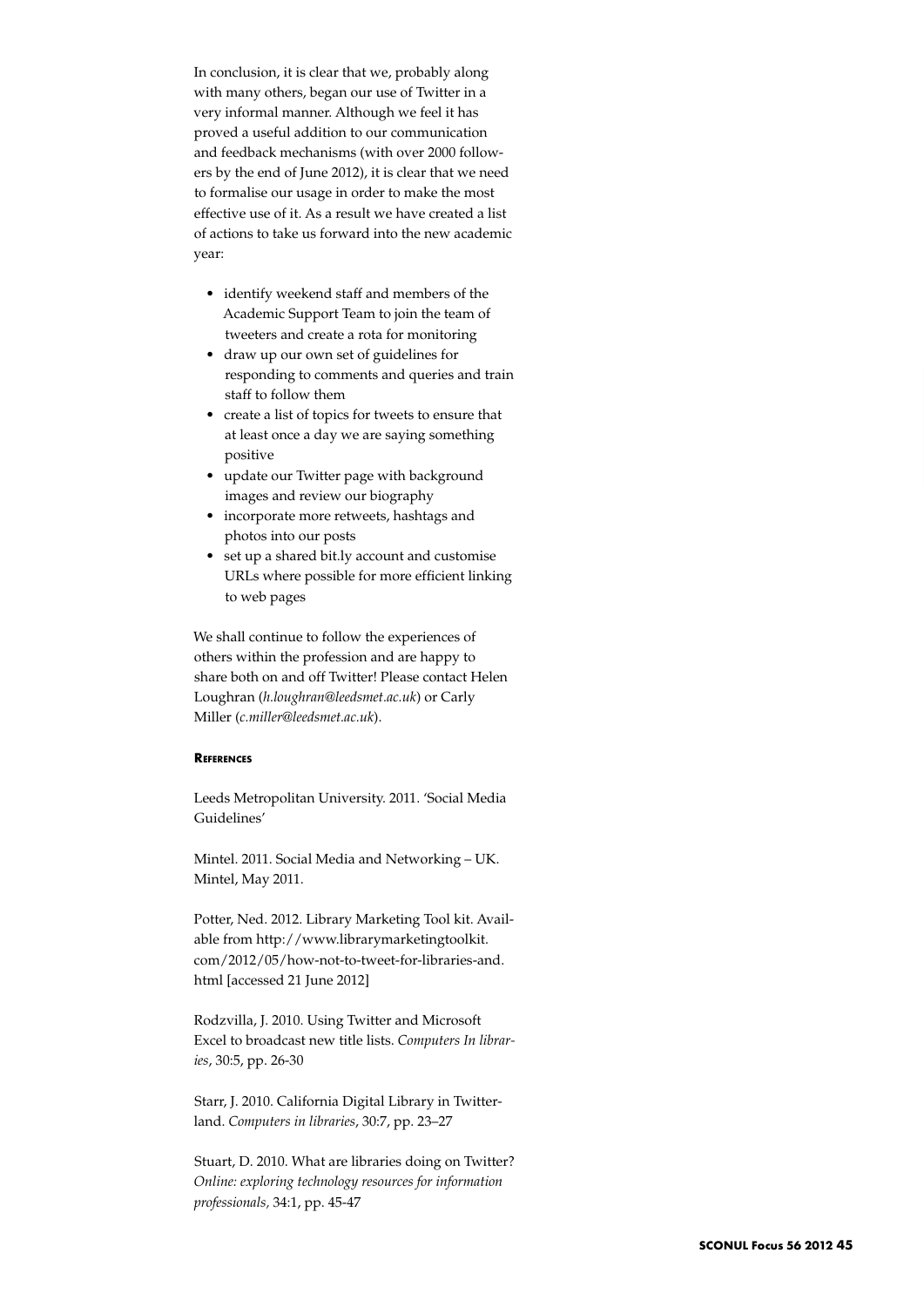In conclusion, it is clear that we, probably along with many others, began our use of Twitter in a very informal manner. Although we feel it has proved a useful addition to our communication and feedback mechanisms (with over 2000 followers by the end of June 2012), it is clear that we need to formalise our usage in order to make the most effective use of it. As a result we have created a list of actions to take us forward into the new academic year:

- identify weekend staff and members of the Academic Support Team to join the team of tweeters and create a rota for monitoring
- draw up our own set of guidelines for responding to comments and queries and train staff to follow them
- create a list of topics for tweets to ensure that at least once a day we are saying something positive
- update our Twitter page with background images and review our biography
- incorporate more retweets, hashtags and photos into our posts
- set up a shared bit.ly account and customise URLs where possible for more efficient linking to web pages

We shall continue to follow the experiences of others within the profession and are happy to share both on and off Twitter! Please contact Helen Loughran (*h.loughran@leedsmet.ac.uk*) or Carly Miller (*c.miller@leedsmet.ac.uk*).

#### References

Leeds Metropolitan University. 2011. 'Social Media Guidelines'

Mintel. 2011. Social Media and Networking – UK. Mintel, May 2011.

Potter, Ned. 2012. Library Marketing Tool kit. Available from http://www.librarymarketingtoolkit.com/2012/05/how-not-to-tweet-for-libraries-and.html [accessed 21 June 2012]

Rodzvilla, J. 2010. Using Twitter and Microsoft Excel to broadcast new title lists. *Computers In libraries*, 30:5, pp. 26-30

Starr, J. 2010. California Digital Library in Twitterland. *Computers in libraries*, 30:7, pp. 23–27

Stuart, D. 2010. What are libraries doing on Twitter? *Online: exploring technology resources for information professionals,* 34:1, pp. 45-47